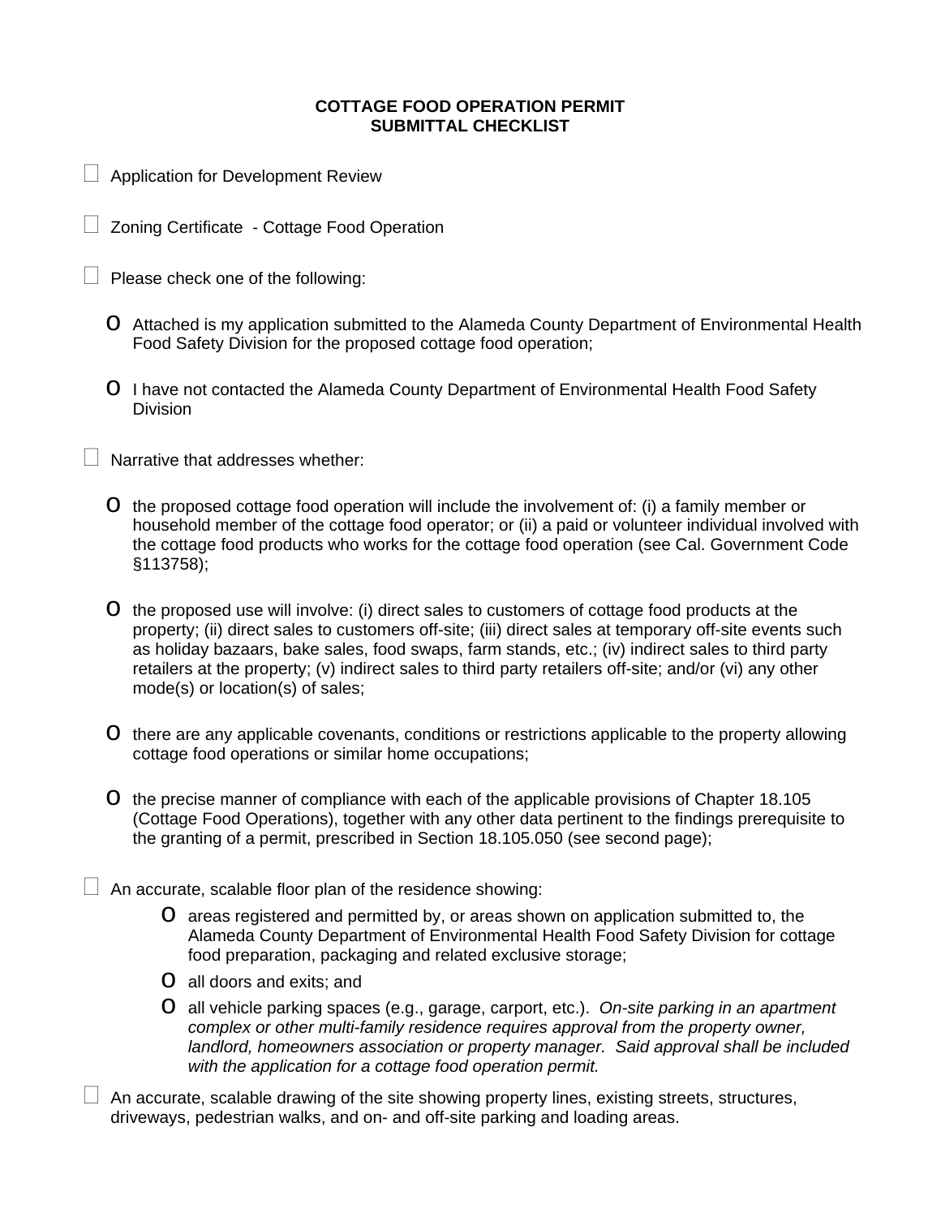# COTTAGE FOOD OPERATION PERMIT SUBMITTAL CHECKLIST

- ☐ Application for Development Review

- ☐ Zoning Certificate - Cottage Food Operation

- ☐ Please check one of the following:

  - Attached is my application submitted to the Alameda County Department of Environmental Health Food Safety Division for the proposed cottage food operation;

  - I have not contacted the Alameda County Department of Environmental Health Food Safety Division

- ☐ Narrative that addresses whether:

  - the proposed cottage food operation will include the involvement of: (i) a family member or household member of the cottage food operator; or (ii) a paid or volunteer individual involved with the cottage food products who works for the cottage food operation (see Cal. Government Code §113758);

  - the proposed use will involve: (i) direct sales to customers of cottage food products at the property; (ii) direct sales to customers off-site; (iii) direct sales at temporary off-site events such as holiday bazaars, bake sales, food swaps, farm stands, etc.; (iv) indirect sales to third party retailers at the property; (v) indirect sales to third party retailers off-site; and/or (vi) any other mode(s) or location(s) of sales;

  - there are any applicable covenants, conditions or restrictions applicable to the property allowing cottage food operations or similar home occupations;

  - the precise manner of compliance with each of the applicable provisions of Chapter 18.105 (Cottage Food Operations), together with any other data pertinent to the findings prerequisite to the granting of a permit, prescribed in Section 18.105.050 (see second page);

- ☐ An accurate, scalable floor plan of the residence showing:
  - areas registered and permitted by, or areas shown on application submitted to, the Alameda County Department of Environmental Health Food Safety Division for cottage food preparation, packaging and related exclusive storage;
  - all doors and exits; and
  - all vehicle parking spaces (e.g., garage, carport, etc.). *On-site parking in an apartment complex or other multi-family residence requires approval from the property owner, landlord, homeowners association or property manager. Said approval shall be included with the application for a cottage food operation permit.*

- ☐ An accurate, scalable drawing of the site showing property lines, existing streets, structures, driveways, pedestrian walks, and on- and off-site parking and loading areas.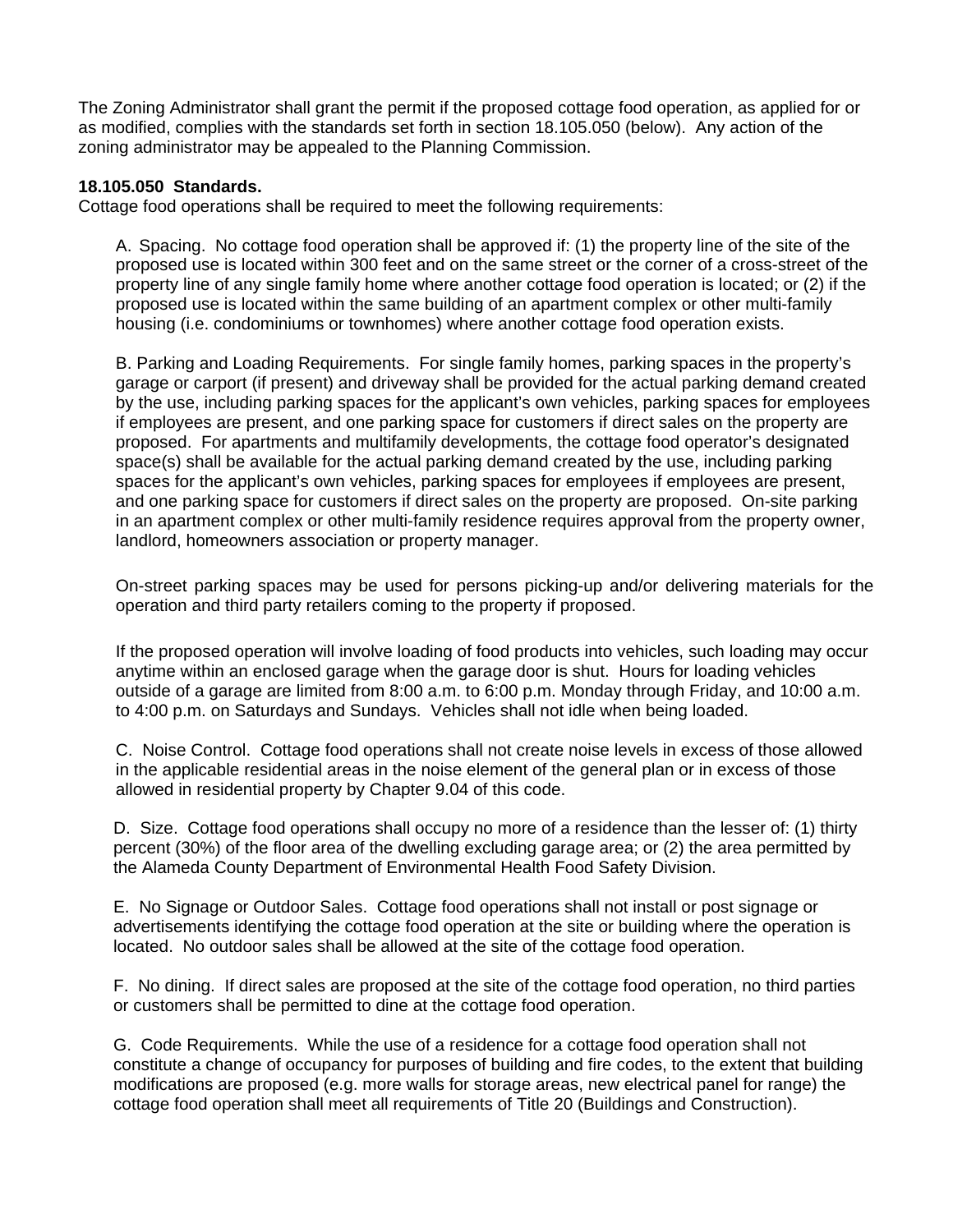The Zoning Administrator shall grant the permit if the proposed cottage food operation, as applied for or as modified, complies with the standards set forth in section 18.105.050 (below). Any action of the zoning administrator may be appealed to the Planning Commission.

**18.105.050 Standards.**
Cottage food operations shall be required to meet the following requirements:

A. Spacing. No cottage food operation shall be approved if: (1) the property line of the site of the proposed use is located within 300 feet and on the same street or the corner of a cross-street of the property line of any single family home where another cottage food operation is located; or (2) if the proposed use is located within the same building of an apartment complex or other multi-family housing (i.e. condominiums or townhomes) where another cottage food operation exists.

B. Parking and Loading Requirements. For single family homes, parking spaces in the property's garage or carport (if present) and driveway shall be provided for the actual parking demand created by the use, including parking spaces for the applicant's own vehicles, parking spaces for employees if employees are present, and one parking space for customers if direct sales on the property are proposed. For apartments and multifamily developments, the cottage food operator's designated space(s) shall be available for the actual parking demand created by the use, including parking spaces for the applicant's own vehicles, parking spaces for employees if employees are present, and one parking space for customers if direct sales on the property are proposed. On-site parking in an apartment complex or other multi-family residence requires approval from the property owner, landlord, homeowners association or property manager.

On-street parking spaces may be used for persons picking-up and/or delivering materials for the operation and third party retailers coming to the property if proposed.

If the proposed operation will involve loading of food products into vehicles, such loading may occur anytime within an enclosed garage when the garage door is shut. Hours for loading vehicles outside of a garage are limited from 8:00 a.m. to 6:00 p.m. Monday through Friday, and 10:00 a.m. to 4:00 p.m. on Saturdays and Sundays. Vehicles shall not idle when being loaded.

C. Noise Control. Cottage food operations shall not create noise levels in excess of those allowed in the applicable residential areas in the noise element of the general plan or in excess of those allowed in residential property by Chapter 9.04 of this code.

D. Size. Cottage food operations shall occupy no more of a residence than the lesser of: (1) thirty percent (30%) of the floor area of the dwelling excluding garage area; or (2) the area permitted by the Alameda County Department of Environmental Health Food Safety Division.

E. No Signage or Outdoor Sales. Cottage food operations shall not install or post signage or advertisements identifying the cottage food operation at the site or building where the operation is located. No outdoor sales shall be allowed at the site of the cottage food operation.

F. No dining. If direct sales are proposed at the site of the cottage food operation, no third parties or customers shall be permitted to dine at the cottage food operation.

G. Code Requirements. While the use of a residence for a cottage food operation shall not constitute a change of occupancy for purposes of building and fire codes, to the extent that building modifications are proposed (e.g. more walls for storage areas, new electrical panel for range) the cottage food operation shall meet all requirements of Title 20 (Buildings and Construction).